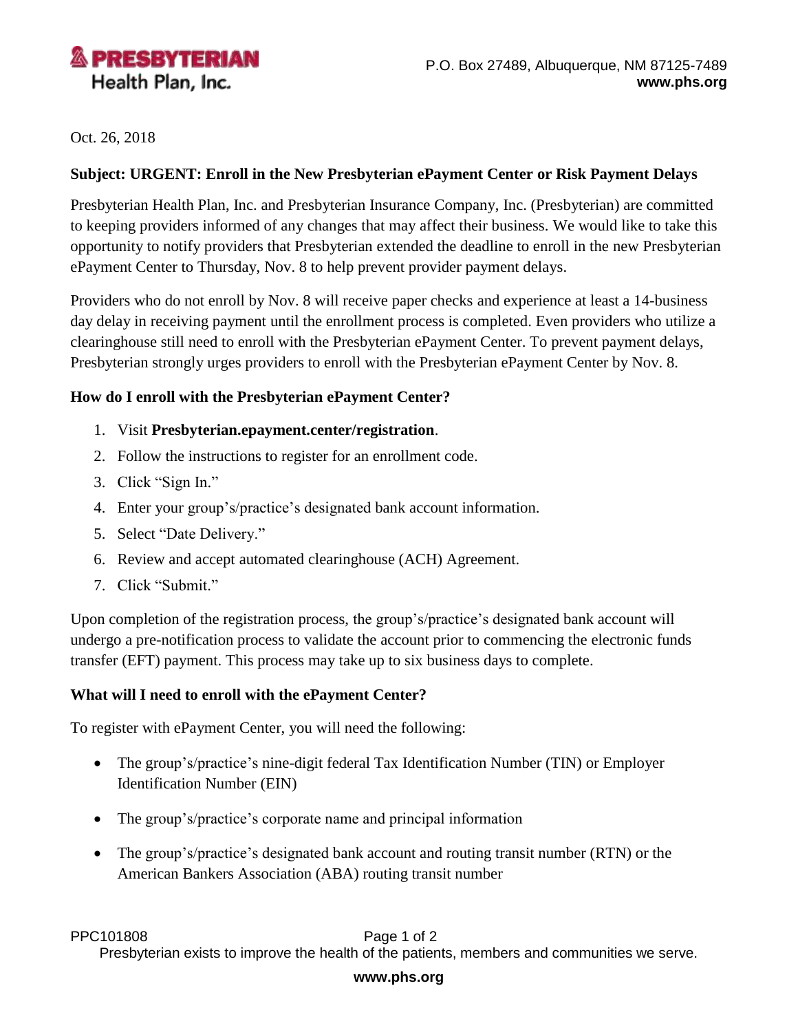**PRESBYTERIAN**
Health Plan, Inc.

P.O. Box 27489, Albuquerque, NM 87125-7489
**www.phs.org**

Oct. 26, 2018

**Subject: URGENT: Enroll in the New Presbyterian ePayment Center or Risk Payment Delays**

Presbyterian Health Plan, Inc. and Presbyterian Insurance Company, Inc. (Presbyterian) are committed to keeping providers informed of any changes that may affect their business. We would like to take this opportunity to notify providers that Presbyterian extended the deadline to enroll in the new Presbyterian ePayment Center to Thursday, Nov. 8 to help prevent provider payment delays.

Providers who do not enroll by Nov. 8 will receive paper checks and experience at least a 14-business day delay in receiving payment until the enrollment process is completed. Even providers who utilize a clearinghouse still need to enroll with the Presbyterian ePayment Center. To prevent payment delays, Presbyterian strongly urges providers to enroll with the Presbyterian ePayment Center by Nov. 8.

**How do I enroll with the Presbyterian ePayment Center?**

1. Visit **Presbyterian.epayment.center/registration**.
2. Follow the instructions to register for an enrollment code.
3. Click "Sign In."
4. Enter your group's/practice's designated bank account information.
5. Select "Date Delivery."
6. Review and accept automated clearinghouse (ACH) Agreement.
7. Click "Submit."

Upon completion of the registration process, the group's/practice's designated bank account will undergo a pre-notification process to validate the account prior to commencing the electronic funds transfer (EFT) payment. This process may take up to six business days to complete.

**What will I need to enroll with the ePayment Center?**

To register with ePayment Center, you will need the following:

- The group's/practice's nine-digit federal Tax Identification Number (TIN) or Employer Identification Number (EIN)
- The group's/practice's corporate name and principal information
- The group's/practice's designated bank account and routing transit number (RTN) or the American Bankers Association (ABA) routing transit number

PPC101808

Presbyterian exists to improve the health of the patients, members and communities we serve.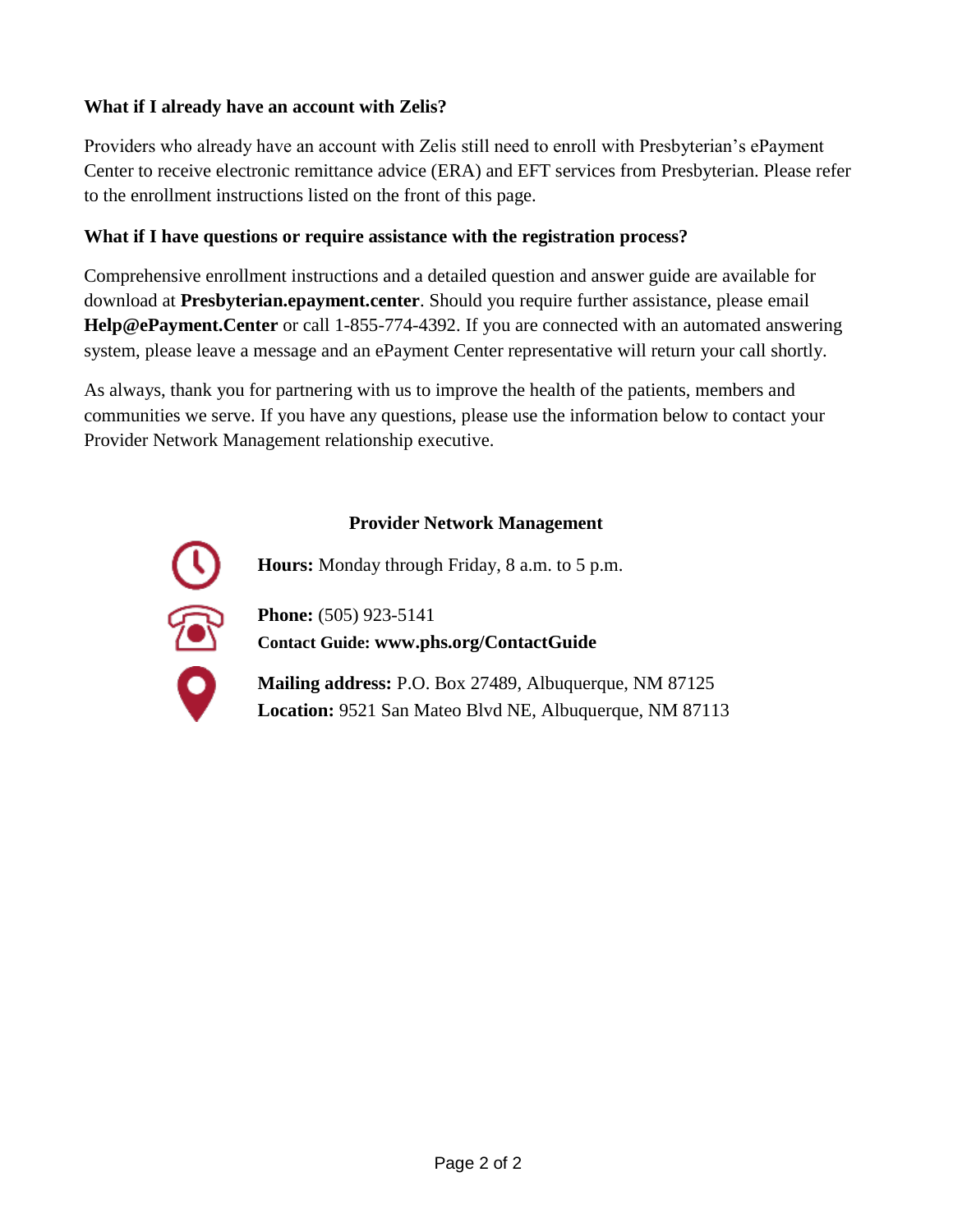**What if I already have an account with Zelis?**

Providers who already have an account with Zelis still need to enroll with Presbyterian's ePayment Center to receive electronic remittance advice (ERA) and EFT services from Presbyterian. Please refer to the enrollment instructions listed on the front of this page.

**What if I have questions or require assistance with the registration process?**

Comprehensive enrollment instructions and a detailed question and answer guide are available for download at **Presbyterian.epayment.center**. Should you require further assistance, please email **Help@ePayment.Center** or call 1-855-774-4392. If you are connected with an automated answering system, please leave a message and an ePayment Center representative will return your call shortly.

As always, thank you for partnering with us to improve the health of the patients, members and communities we serve. If you have any questions, please use the information below to contact your Provider Network Management relationship executive.

**Provider Network Management**

**Hours:** Monday through Friday, 8 a.m. to 5 p.m.

**Phone:** (505) 923-5141
**Contact Guide: www.phs.org/ContactGuide**

**Mailing address:** P.O. Box 27489, Albuquerque, NM 87125
**Location:** 9521 San Mateo Blvd NE, Albuquerque, NM 87113